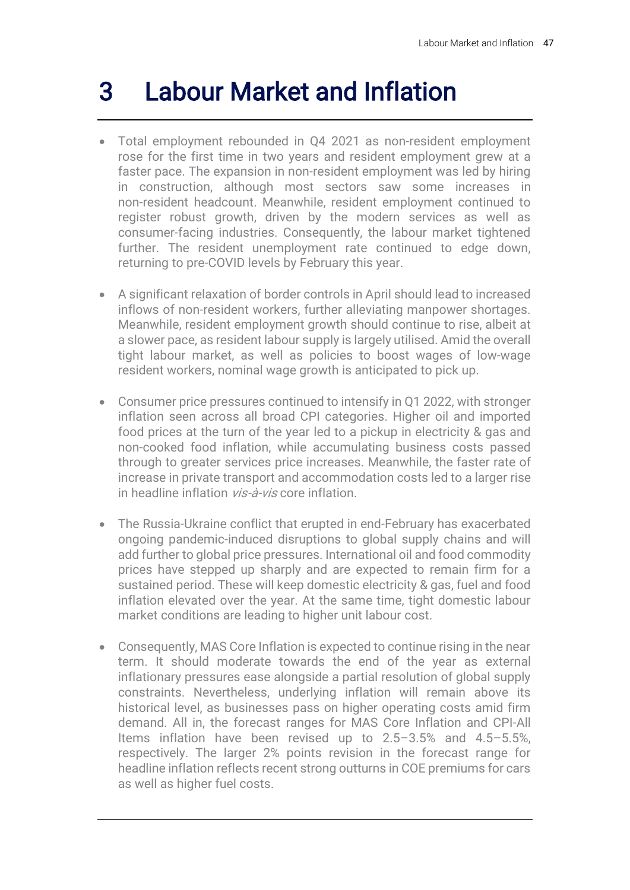# 3 Labour Market and Inflation

- Total employment rebounded in Q4 2021 as non-resident employment rose for the first time in two years and resident employment grew at a faster pace. The expansion in non-resident employment was led by hiring in construction, although most sectors saw some increases in non-resident headcount. Meanwhile, resident employment continued to register robust growth, driven by the modern services as well as consumer-facing industries. Consequently, the labour market tightened further. The resident unemployment rate continued to edge down, returning to pre-COVID levels by February this year.

- A significant relaxation of border controls in April should lead to increased inflows of non-resident workers, further alleviating manpower shortages. Meanwhile, resident employment growth should continue to rise, albeit at a slower pace, as resident labour supply is largely utilised. Amid the overall tight labour market, as well as policies to boost wages of low-wage resident workers, nominal wage growth is anticipated to pick up.

- Consumer price pressures continued to intensify in Q1 2022, with stronger inflation seen across all broad CPI categories. Higher oil and imported food prices at the turn of the year led to a pickup in electricity & gas and non-cooked food inflation, while accumulating business costs passed through to greater services price increases. Meanwhile, the faster rate of increase in private transport and accommodation costs led to a larger rise in headline inflation *vis-à-vis* core inflation.

- The Russia-Ukraine conflict that erupted in end-February has exacerbated ongoing pandemic-induced disruptions to global supply chains and will add further to global price pressures. International oil and food commodity prices have stepped up sharply and are expected to remain firm for a sustained period. These will keep domestic electricity & gas, fuel and food inflation elevated over the year. At the same time, tight domestic labour market conditions are leading to higher unit labour cost.

- Consequently, MAS Core Inflation is expected to continue rising in the near term. It should moderate towards the end of the year as external inflationary pressures ease alongside a partial resolution of global supply constraints. Nevertheless, underlying inflation will remain above its historical level, as businesses pass on higher operating costs amid firm demand. All in, the forecast ranges for MAS Core Inflation and CPI-All Items inflation have been revised up to 2.5–3.5% and 4.5–5.5%, respectively. The larger 2% points revision in the forecast range for headline inflation reflects recent strong outturns in COE premiums for cars as well as higher fuel costs.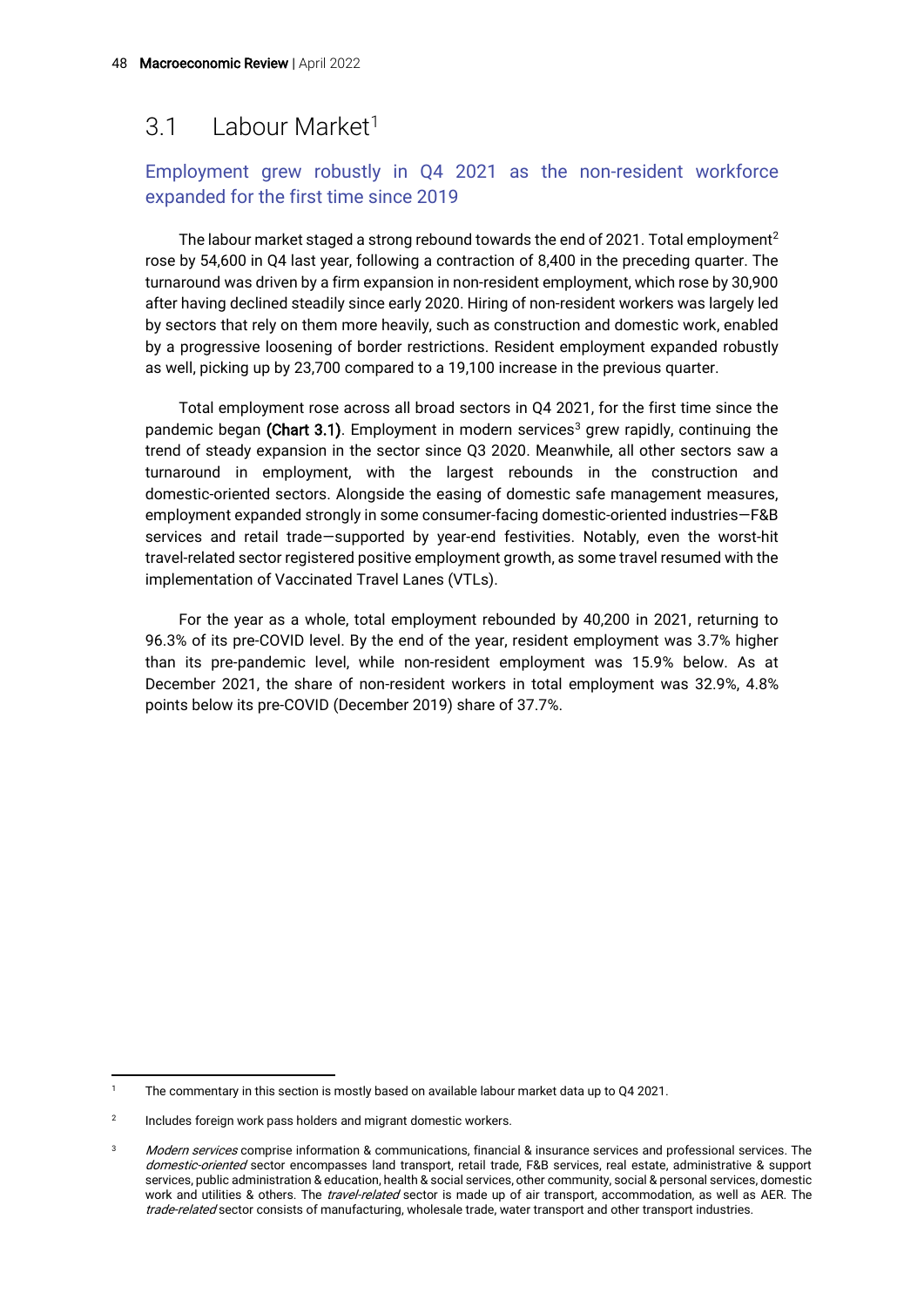## 3.1 Labour Market[1]

### Employment grew robustly in Q4 2021 as the non-resident workforce expanded for the first time since 2019

The labour market staged a strong rebound towards the end of 2021. Total employment[2] rose by 54,600 in Q4 last year, following a contraction of 8,400 in the preceding quarter. The turnaround was driven by a firm expansion in non-resident employment, which rose by 30,900 after having declined steadily since early 2020. Hiring of non-resident workers was largely led by sectors that rely on them more heavily, such as construction and domestic work, enabled by a progressive loosening of border restrictions. Resident employment expanded robustly as well, picking up by 23,700 compared to a 19,100 increase in the previous quarter.

Total employment rose across all broad sectors in Q4 2021, for the first time since the pandemic began **(Chart 3.1)**. Employment in modern services[3] grew rapidly, continuing the trend of steady expansion in the sector since Q3 2020. Meanwhile, all other sectors saw a turnaround in employment, with the largest rebounds in the construction and domestic-oriented sectors. Alongside the easing of domestic safe management measures, employment expanded strongly in some consumer-facing domestic-oriented industries—F&B services and retail trade—supported by year-end festivities. Notably, even the worst-hit travel-related sector registered positive employment growth, as some travel resumed with the implementation of Vaccinated Travel Lanes (VTLs).

For the year as a whole, total employment rebounded by 40,200 in 2021, returning to 96.3% of its pre-COVID level. By the end of the year, resident employment was 3.7% higher than its pre-pandemic level, while non-resident employment was 15.9% below. As at December 2021, the share of non-resident workers in total employment was 32.9%, 4.8% points below its pre-COVID (December 2019) share of 37.7%.

---

[1] The commentary in this section is mostly based on available labour market data up to Q4 2021.

[2] Includes foreign work pass holders and migrant domestic workers.

[3] *Modern services* comprise information & communications, financial & insurance services and professional services. The *domestic-oriented* sector encompasses land transport, retail trade, F&B services, real estate, administrative & support services, public administration & education, health & social services, other community, social & personal services, domestic work and utilities & others. The *travel-related* sector is made up of air transport, accommodation, as well as AER. The *trade-related* sector consists of manufacturing, wholesale trade, water transport and other transport industries.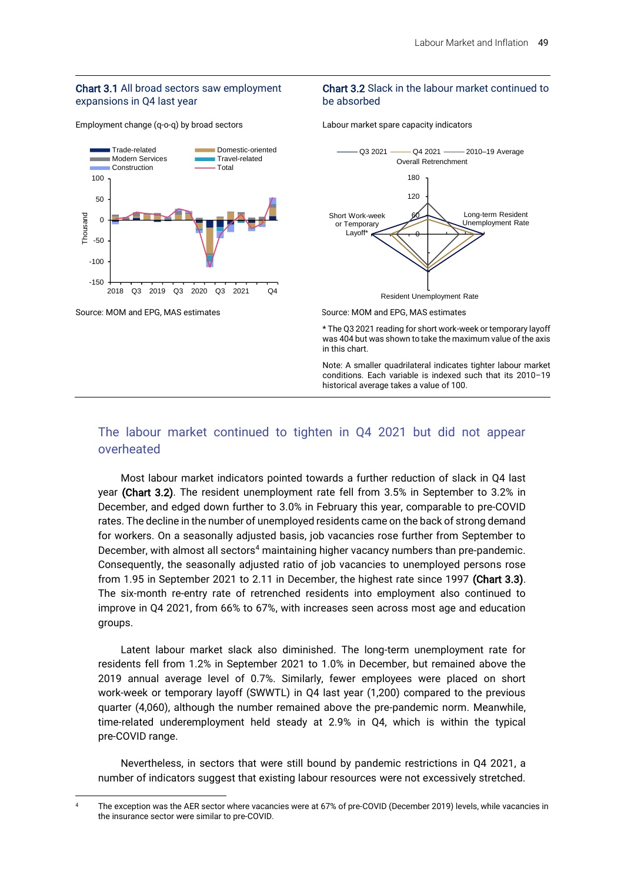**Chart 3.1** All broad sectors saw employment expansions in Q4 last year

Employment change (q-o-q) by broad sectors

Source: MOM and EPG, MAS estimates

**Chart 3.2** Slack in the labour market continued to be absorbed

Labour market spare capacity indicators

Source: MOM and EPG, MAS estimates

* The Q3 2021 reading for short work-week or temporary layoff was 404 but was shown to take the maximum value of the axis in this chart.

Note: A smaller quadrilateral indicates tighter labour market conditions. Each variable is indexed such that its 2010–19 historical average takes a value of 100.

## The labour market continued to tighten in Q4 2021 but did not appear overheated

Most labour market indicators pointed towards a further reduction of slack in Q4 last year **(Chart 3.2)**. The resident unemployment rate fell from 3.5% in September to 3.2% in December, and edged down further to 3.0% in February this year, comparable to pre-COVID rates. The decline in the number of unemployed residents came on the back of strong demand for workers. On a seasonally adjusted basis, job vacancies rose further from September to December, with almost all sectors[4] maintaining higher vacancy numbers than pre-pandemic. Consequently, the seasonally adjusted ratio of job vacancies to unemployed persons rose from 1.95 in September 2021 to 2.11 in December, the highest rate since 1997 **(Chart 3.3)**. The six-month re-entry rate of retrenched residents into employment also continued to improve in Q4 2021, from 66% to 67%, with increases seen across most age and education groups.

Latent labour market slack also diminished. The long-term unemployment rate for residents fell from 1.2% in September 2021 to 1.0% in December, but remained above the 2019 annual average level of 0.7%. Similarly, fewer employees were placed on short work-week or temporary layoff (SWWTL) in Q4 last year (1,200) compared to the previous quarter (4,060), although the number remained above the pre-pandemic norm. Meanwhile, time-related underemployment held steady at 2.9% in Q4, which is within the typical pre-COVID range.

Nevertheless, in sectors that were still bound by pandemic restrictions in Q4 2021, a number of indicators suggest that existing labour resources were not excessively stretched.

[4] The exception was the AER sector where vacancies were at 67% of pre-COVID (December 2019) levels, while vacancies in the insurance sector were similar to pre-COVID.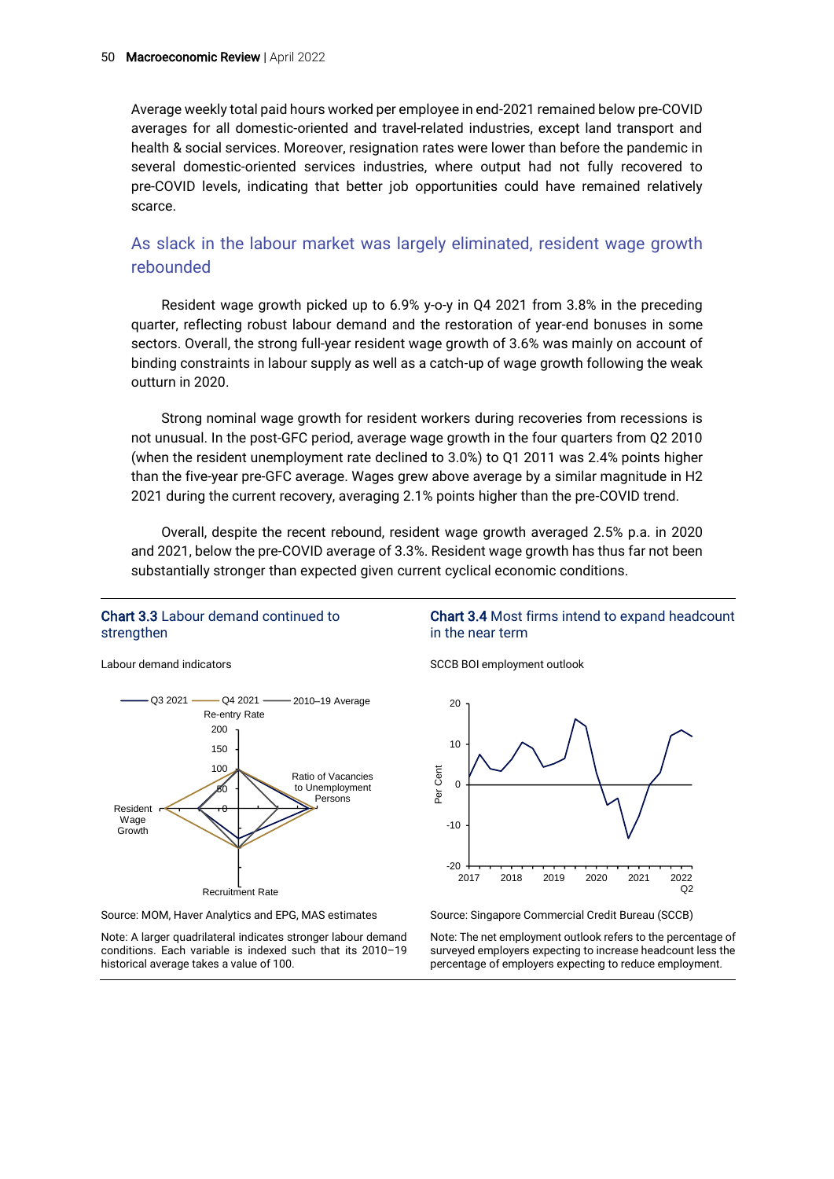Average weekly total paid hours worked per employee in end-2021 remained below pre-COVID averages for all domestic-oriented and travel-related industries, except land transport and health & social services. Moreover, resignation rates were lower than before the pandemic in several domestic-oriented services industries, where output had not fully recovered to pre-COVID levels, indicating that better job opportunities could have remained relatively scarce.

### As slack in the labour market was largely eliminated, resident wage growth rebounded

Resident wage growth picked up to 6.9% y-o-y in Q4 2021 from 3.8% in the preceding quarter, reflecting robust labour demand and the restoration of year-end bonuses in some sectors. Overall, the strong full-year resident wage growth of 3.6% was mainly on account of binding constraints in labour supply as well as a catch-up of wage growth following the weak outturn in 2020.

Strong nominal wage growth for resident workers during recoveries from recessions is not unusual. In the post-GFC period, average wage growth in the four quarters from Q2 2010 (when the resident unemployment rate declined to 3.0%) to Q1 2011 was 2.4% points higher than the five-year pre-GFC average. Wages grew above average by a similar magnitude in H2 2021 during the current recovery, averaging 2.1% points higher than the pre-COVID trend.

Overall, despite the recent rebound, resident wage growth averaged 2.5% p.a. in 2020 and 2021, below the pre-COVID average of 3.3%. Resident wage growth has thus far not been substantially stronger than expected given current cyclical economic conditions.

**Chart 3.3** Labour demand continued to strengthen

Labour demand indicators

Q3 2021 | Q4 2021 | 2010–19 Average

Re-entry Rate; Ratio of Vacancies to Unemployment Persons; Recruitment Rate; Resident Wage Growth

Source: MOM, Haver Analytics and EPG, MAS estimates

Note: A larger quadrilateral indicates stronger labour demand conditions. Each variable is indexed such that its 2010–19 historical average takes a value of 100.

**Chart 3.4** Most firms intend to expand headcount in the near term

SCCB BOI employment outlook

Source: Singapore Commercial Credit Bureau (SCCB)

Note: The net employment outlook refers to the percentage of surveyed employers expecting to increase headcount less the percentage of employers expecting to reduce employment.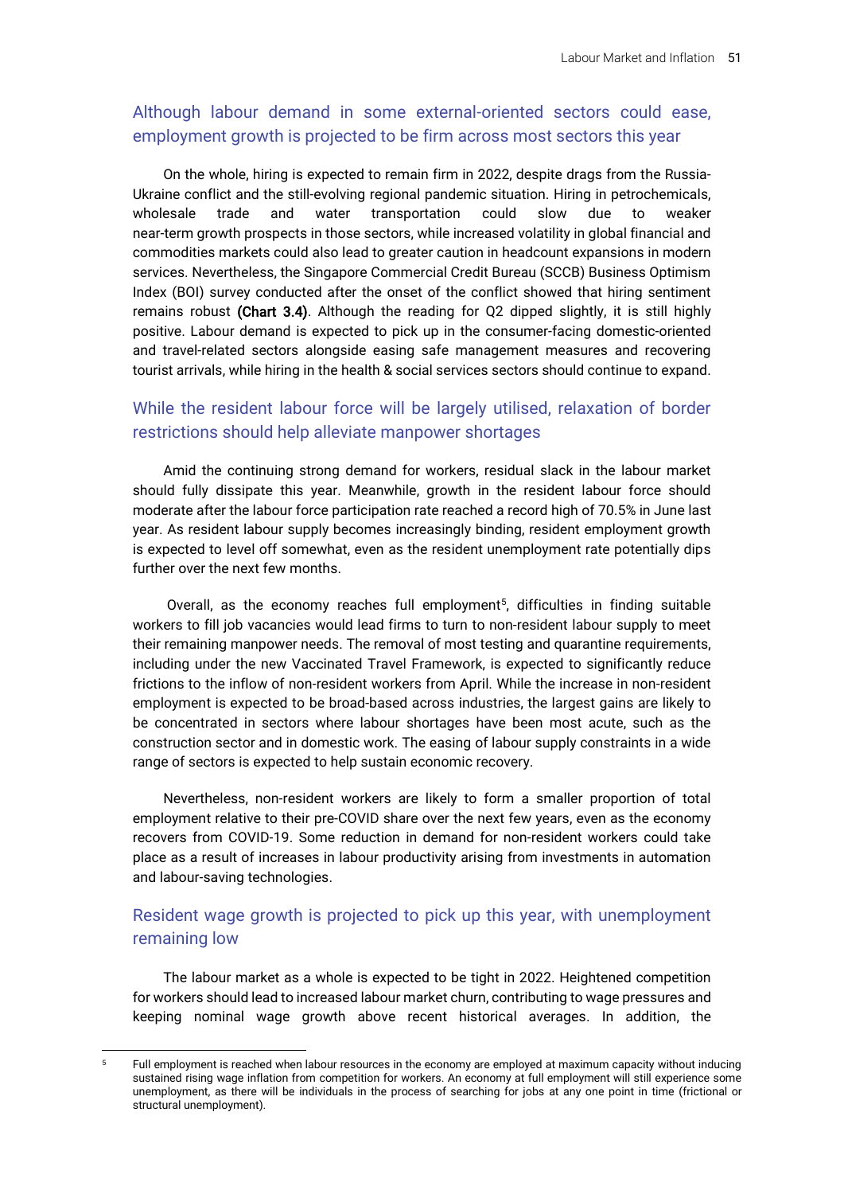## Although labour demand in some external-oriented sectors could ease, employment growth is projected to be firm across most sectors this year

On the whole, hiring is expected to remain firm in 2022, despite drags from the Russia-Ukraine conflict and the still-evolving regional pandemic situation. Hiring in petrochemicals, wholesale trade and water transportation could slow due to weaker near-term growth prospects in those sectors, while increased volatility in global financial and commodities markets could also lead to greater caution in headcount expansions in modern services. Nevertheless, the Singapore Commercial Credit Bureau (SCCB) Business Optimism Index (BOI) survey conducted after the onset of the conflict showed that hiring sentiment remains robust **(Chart 3.4)**. Although the reading for Q2 dipped slightly, it is still highly positive. Labour demand is expected to pick up in the consumer-facing domestic-oriented and travel-related sectors alongside easing safe management measures and recovering tourist arrivals, while hiring in the health & social services sectors should continue to expand.

## While the resident labour force will be largely utilised, relaxation of border restrictions should help alleviate manpower shortages

Amid the continuing strong demand for workers, residual slack in the labour market should fully dissipate this year. Meanwhile, growth in the resident labour force should moderate after the labour force participation rate reached a record high of 70.5% in June last year. As resident labour supply becomes increasingly binding, resident employment growth is expected to level off somewhat, even as the resident unemployment rate potentially dips further over the next few months.

Overall, as the economy reaches full employment[5], difficulties in finding suitable workers to fill job vacancies would lead firms to turn to non-resident labour supply to meet their remaining manpower needs. The removal of most testing and quarantine requirements, including under the new Vaccinated Travel Framework, is expected to significantly reduce frictions to the inflow of non-resident workers from April. While the increase in non-resident employment is expected to be broad-based across industries, the largest gains are likely to be concentrated in sectors where labour shortages have been most acute, such as the construction sector and in domestic work. The easing of labour supply constraints in a wide range of sectors is expected to help sustain economic recovery.

Nevertheless, non-resident workers are likely to form a smaller proportion of total employment relative to their pre-COVID share over the next few years, even as the economy recovers from COVID-19. Some reduction in demand for non-resident workers could take place as a result of increases in labour productivity arising from investments in automation and labour-saving technologies.

## Resident wage growth is projected to pick up this year, with unemployment remaining low

The labour market as a whole is expected to be tight in 2022. Heightened competition for workers should lead to increased labour market churn, contributing to wage pressures and keeping nominal wage growth above recent historical averages. In addition, the

---

[5] Full employment is reached when labour resources in the economy are employed at maximum capacity without inducing sustained rising wage inflation from competition for workers. An economy at full employment will still experience some unemployment, as there will be individuals in the process of searching for jobs at any one point in time (frictional or structural unemployment).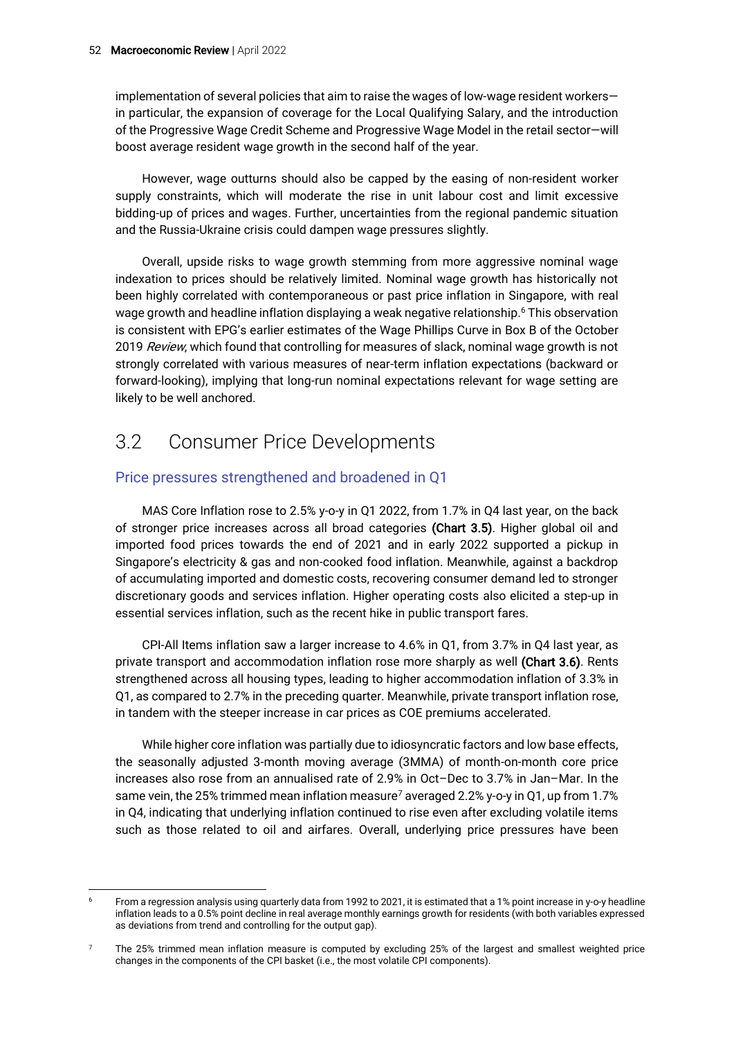implementation of several policies that aim to raise the wages of low-wage resident workers—in particular, the expansion of coverage for the Local Qualifying Salary, and the introduction of the Progressive Wage Credit Scheme and Progressive Wage Model in the retail sector—will boost average resident wage growth in the second half of the year.

However, wage outturns should also be capped by the easing of non-resident worker supply constraints, which will moderate the rise in unit labour cost and limit excessive bidding-up of prices and wages. Further, uncertainties from the regional pandemic situation and the Russia-Ukraine crisis could dampen wage pressures slightly.

Overall, upside risks to wage growth stemming from more aggressive nominal wage indexation to prices should be relatively limited. Nominal wage growth has historically not been highly correlated with contemporaneous or past price inflation in Singapore, with real wage growth and headline inflation displaying a weak negative relationship.[6] This observation is consistent with EPG's earlier estimates of the Wage Phillips Curve in Box B of the October 2019 *Review*, which found that controlling for measures of slack, nominal wage growth is not strongly correlated with various measures of near-term inflation expectations (backward or forward-looking), implying that long-run nominal expectations relevant for wage setting are likely to be well anchored.

## 3.2 Consumer Price Developments

### Price pressures strengthened and broadened in Q1

MAS Core Inflation rose to 2.5% y-o-y in Q1 2022, from 1.7% in Q4 last year, on the back of stronger price increases across all broad categories **(Chart 3.5)**. Higher global oil and imported food prices towards the end of 2021 and in early 2022 supported a pickup in Singapore's electricity & gas and non-cooked food inflation. Meanwhile, against a backdrop of accumulating imported and domestic costs, recovering consumer demand led to stronger discretionary goods and services inflation. Higher operating costs also elicited a step-up in essential services inflation, such as the recent hike in public transport fares.

CPI-All Items inflation saw a larger increase to 4.6% in Q1, from 3.7% in Q4 last year, as private transport and accommodation inflation rose more sharply as well **(Chart 3.6)**. Rents strengthened across all housing types, leading to higher accommodation inflation of 3.3% in Q1, as compared to 2.7% in the preceding quarter. Meanwhile, private transport inflation rose, in tandem with the steeper increase in car prices as COE premiums accelerated.

While higher core inflation was partially due to idiosyncratic factors and low base effects, the seasonally adjusted 3-month moving average (3MMA) of month-on-month core price increases also rose from an annualised rate of 2.9% in Oct–Dec to 3.7% in Jan–Mar. In the same vein, the 25% trimmed mean inflation measure[7] averaged 2.2% y-o-y in Q1, up from 1.7% in Q4, indicating that underlying inflation continued to rise even after excluding volatile items such as those related to oil and airfares. Overall, underlying price pressures have been

---

[6] From a regression analysis using quarterly data from 1992 to 2021, it is estimated that a 1% point increase in y-o-y headline inflation leads to a 0.5% point decline in real average monthly earnings growth for residents (with both variables expressed as deviations from trend and controlling for the output gap).

[7] The 25% trimmed mean inflation measure is computed by excluding 25% of the largest and smallest weighted price changes in the components of the CPI basket (i.e., the most volatile CPI components).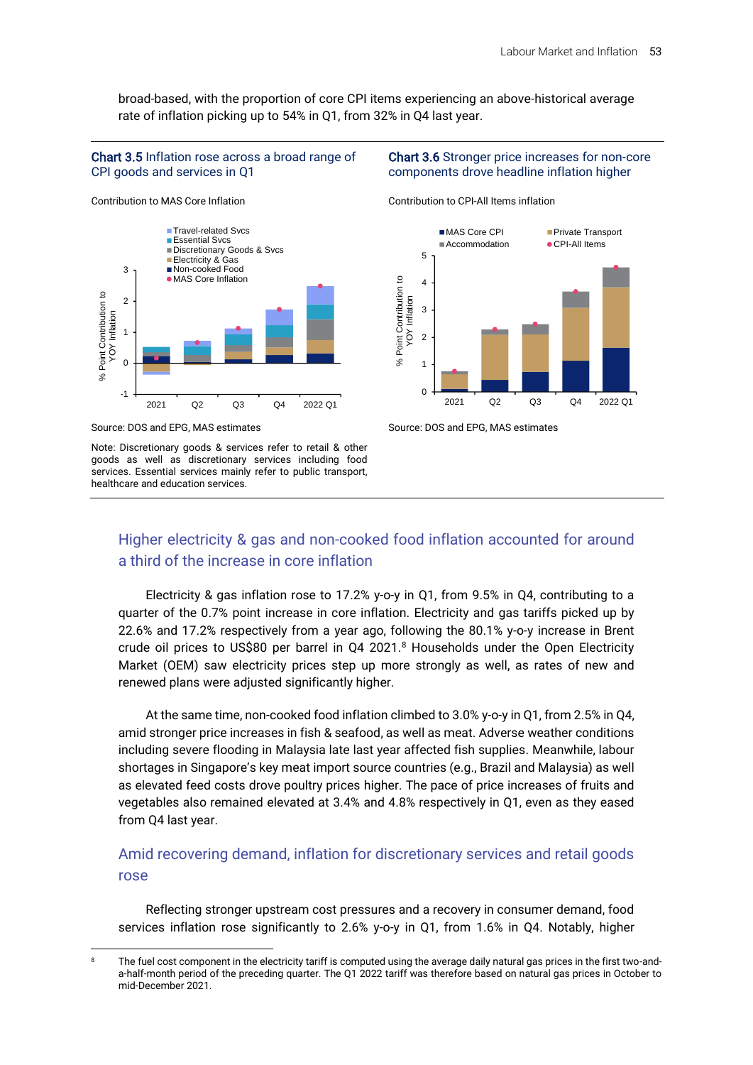broad-based, with the proportion of core CPI items experiencing an above-historical average rate of inflation picking up to 54% in Q1, from 32% in Q4 last year.

**Chart 3.5** Inflation rose across a broad range of CPI goods and services in Q1

Contribution to MAS Core Inflation

Source: DOS and EPG, MAS estimates

Note: Discretionary goods & services refer to retail & other goods as well as discretionary services including food services. Essential services mainly refer to public transport, healthcare and education services.

**Chart 3.6** Stronger price increases for non-core components drove headline inflation higher

Contribution to CPI-All Items inflation

Source: DOS and EPG, MAS estimates

## Higher electricity & gas and non-cooked food inflation accounted for around a third of the increase in core inflation

Electricity & gas inflation rose to 17.2% y-o-y in Q1, from 9.5% in Q4, contributing to a quarter of the 0.7% point increase in core inflation. Electricity and gas tariffs picked up by 22.6% and 17.2% respectively from a year ago, following the 80.1% y-o-y increase in Brent crude oil prices to US$80 per barrel in Q4 2021.[8] Households under the Open Electricity Market (OEM) saw electricity prices step up more strongly as well, as rates of new and renewed plans were adjusted significantly higher.

At the same time, non-cooked food inflation climbed to 3.0% y-o-y in Q1, from 2.5% in Q4, amid stronger price increases in fish & seafood, as well as meat. Adverse weather conditions including severe flooding in Malaysia late last year affected fish supplies. Meanwhile, labour shortages in Singapore's key meat import source countries (e.g., Brazil and Malaysia) as well as elevated feed costs drove poultry prices higher. The pace of price increases of fruits and vegetables also remained elevated at 3.4% and 4.8% respectively in Q1, even as they eased from Q4 last year.

## Amid recovering demand, inflation for discretionary services and retail goods rose

Reflecting stronger upstream cost pressures and a recovery in consumer demand, food services inflation rose significantly to 2.6% y-o-y in Q1, from 1.6% in Q4. Notably, higher

[8] The fuel cost component in the electricity tariff is computed using the average daily natural gas prices in the first two-and-a-half-month period of the preceding quarter. The Q1 2022 tariff was therefore based on natural gas prices in October to mid-December 2021.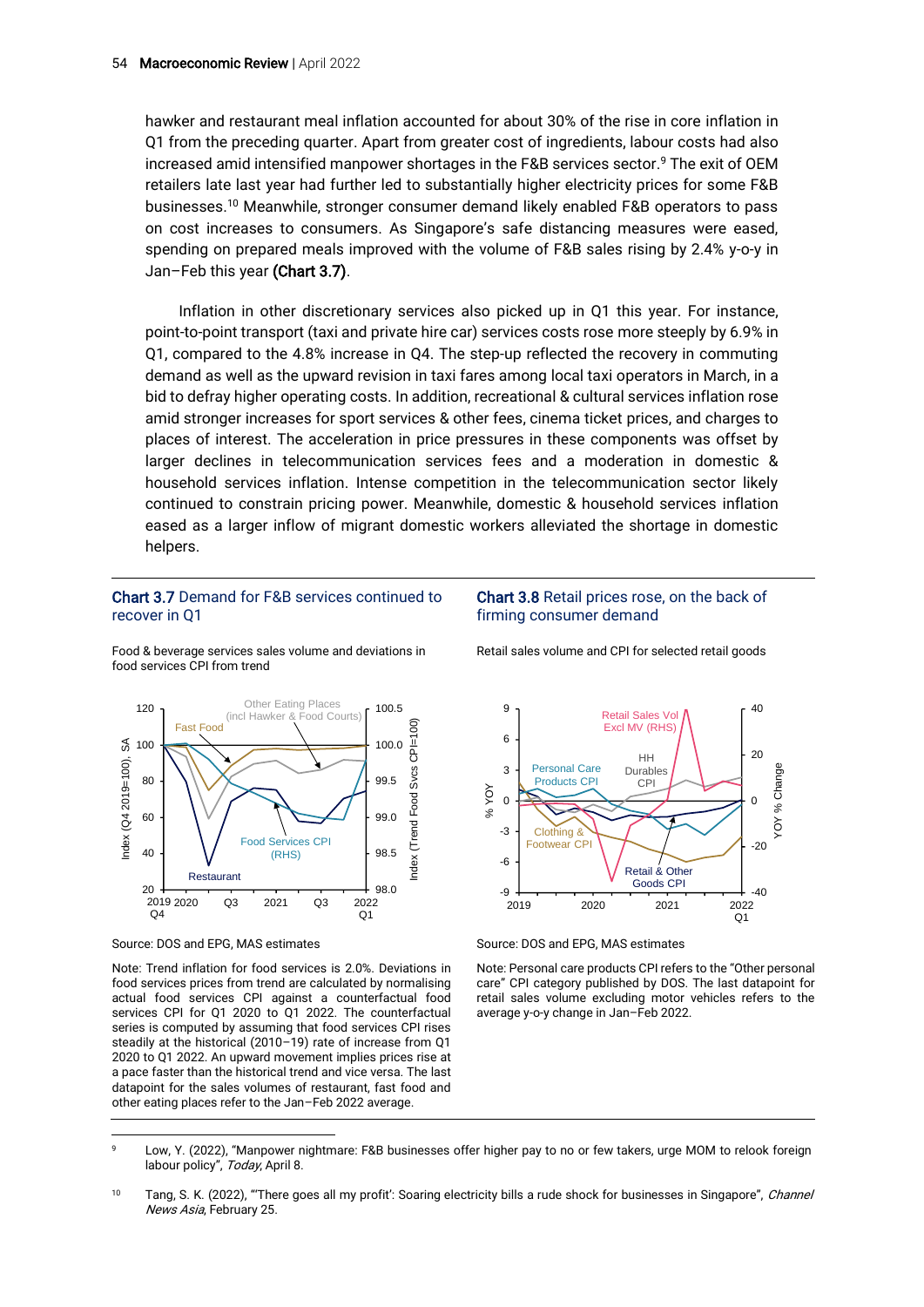hawker and restaurant meal inflation accounted for about 30% of the rise in core inflation in Q1 from the preceding quarter. Apart from greater cost of ingredients, labour costs had also increased amid intensified manpower shortages in the F&B services sector.[9] The exit of OEM retailers late last year had further led to substantially higher electricity prices for some F&B businesses.[10] Meanwhile, stronger consumer demand likely enabled F&B operators to pass on cost increases to consumers. As Singapore's safe distancing measures were eased, spending on prepared meals improved with the volume of F&B sales rising by 2.4% y-o-y in Jan–Feb this year **(Chart 3.7)**.

Inflation in other discretionary services also picked up in Q1 this year. For instance, point-to-point transport (taxi and private hire car) services costs rose more steeply by 6.9% in Q1, compared to the 4.8% increase in Q4. The step-up reflected the recovery in commuting demand as well as the upward revision in taxi fares among local taxi operators in March, in a bid to defray higher operating costs. In addition, recreational & cultural services inflation rose amid stronger increases for sport services & other fees, cinema ticket prices, and charges to places of interest. The acceleration in price pressures in these components was offset by larger declines in telecommunication services fees and a moderation in domestic & household services inflation. Intense competition in the telecommunication sector likely continued to constrain pricing power. Meanwhile, domestic & household services inflation eased as a larger inflow of migrant domestic workers alleviated the shortage in domestic helpers.

**Chart 3.7** Demand for F&B services continued to recover in Q1

Food & beverage services sales volume and deviations in food services CPI from trend

Source: DOS and EPG, MAS estimates

Note: Trend inflation for food services is 2.0%. Deviations in food services prices from trend are calculated by normalising actual food services CPI against a counterfactual food services CPI for Q1 2020 to Q1 2022. The counterfactual series is computed by assuming that food services CPI rises steadily at the historical (2010–19) rate of increase from Q1 2020 to Q1 2022. An upward movement implies prices rise at a pace faster than the historical trend and vice versa. The last datapoint for the sales volumes of restaurant, fast food and other eating places refer to the Jan–Feb 2022 average.

**Chart 3.8** Retail prices rose, on the back of firming consumer demand

Retail sales volume and CPI for selected retail goods

Source: DOS and EPG, MAS estimates

Note: Personal care products CPI refers to the "Other personal care" CPI category published by DOS. The last datapoint for retail sales volume excluding motor vehicles refers to the average y-o-y change in Jan–Feb 2022.

---

[9] Low, Y. (2022), "Manpower nightmare: F&B businesses offer higher pay to no or few takers, urge MOM to relook foreign labour policy", *Today*, April 8.

[10] Tang, S. K. (2022), "'There goes all my profit': Soaring electricity bills a rude shock for businesses in Singapore", *Channel News Asia*, February 25.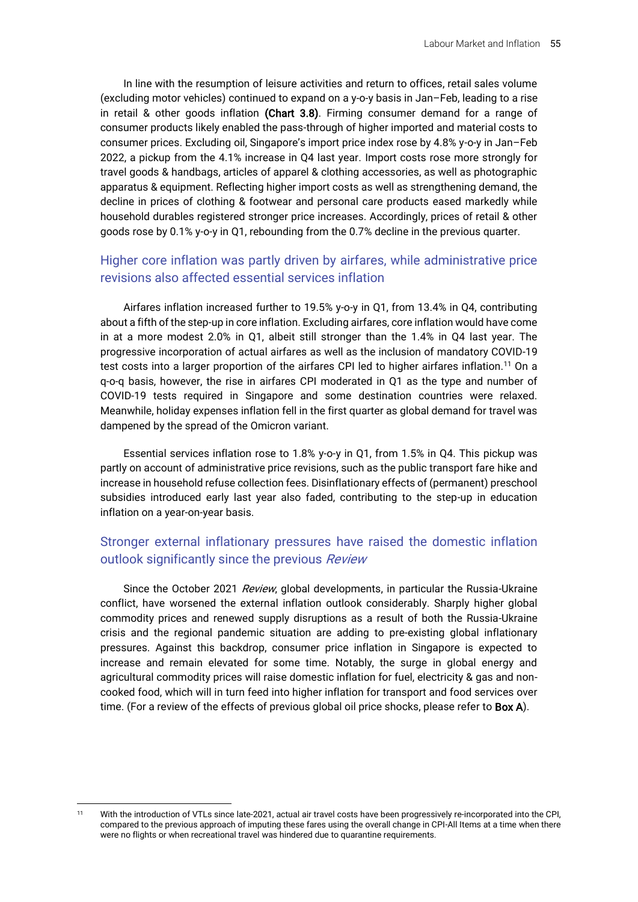In line with the resumption of leisure activities and return to offices, retail sales volume (excluding motor vehicles) continued to expand on a y-o-y basis in Jan–Feb, leading to a rise in retail & other goods inflation **(Chart 3.8)**. Firming consumer demand for a range of consumer products likely enabled the pass-through of higher imported and material costs to consumer prices. Excluding oil, Singapore's import price index rose by 4.8% y-o-y in Jan–Feb 2022, a pickup from the 4.1% increase in Q4 last year. Import costs rose more strongly for travel goods & handbags, articles of apparel & clothing accessories, as well as photographic apparatus & equipment. Reflecting higher import costs as well as strengthening demand, the decline in prices of clothing & footwear and personal care products eased markedly while household durables registered stronger price increases. Accordingly, prices of retail & other goods rose by 0.1% y-o-y in Q1, rebounding from the 0.7% decline in the previous quarter.

## Higher core inflation was partly driven by airfares, while administrative price revisions also affected essential services inflation

Airfares inflation increased further to 19.5% y-o-y in Q1, from 13.4% in Q4, contributing about a fifth of the step-up in core inflation. Excluding airfares, core inflation would have come in at a more modest 2.0% in Q1, albeit still stronger than the 1.4% in Q4 last year. The progressive incorporation of actual airfares as well as the inclusion of mandatory COVID-19 test costs into a larger proportion of the airfares CPI led to higher airfares inflation.[11] On a q-o-q basis, however, the rise in airfares CPI moderated in Q1 as the type and number of COVID-19 tests required in Singapore and some destination countries were relaxed. Meanwhile, holiday expenses inflation fell in the first quarter as global demand for travel was dampened by the spread of the Omicron variant.

Essential services inflation rose to 1.8% y-o-y in Q1, from 1.5% in Q4. This pickup was partly on account of administrative price revisions, such as the public transport fare hike and increase in household refuse collection fees. Disinflationary effects of (permanent) preschool subsidies introduced early last year also faded, contributing to the step-up in education inflation on a year-on-year basis.

## Stronger external inflationary pressures have raised the domestic inflation outlook significantly since the previous *Review*

Since the October 2021 *Review*, global developments, in particular the Russia-Ukraine conflict, have worsened the external inflation outlook considerably. Sharply higher global commodity prices and renewed supply disruptions as a result of both the Russia-Ukraine crisis and the regional pandemic situation are adding to pre-existing global inflationary pressures. Against this backdrop, consumer price inflation in Singapore is expected to increase and remain elevated for some time. Notably, the surge in global energy and agricultural commodity prices will raise domestic inflation for fuel, electricity & gas and non-cooked food, which will in turn feed into higher inflation for transport and food services over time. (For a review of the effects of previous global oil price shocks, please refer to **Box A**).

---

[11] With the introduction of VTLs since late-2021, actual air travel costs have been progressively re-incorporated into the CPI, compared to the previous approach of imputing these fares using the overall change in CPI-All Items at a time when there were no flights or when recreational travel was hindered due to quarantine requirements.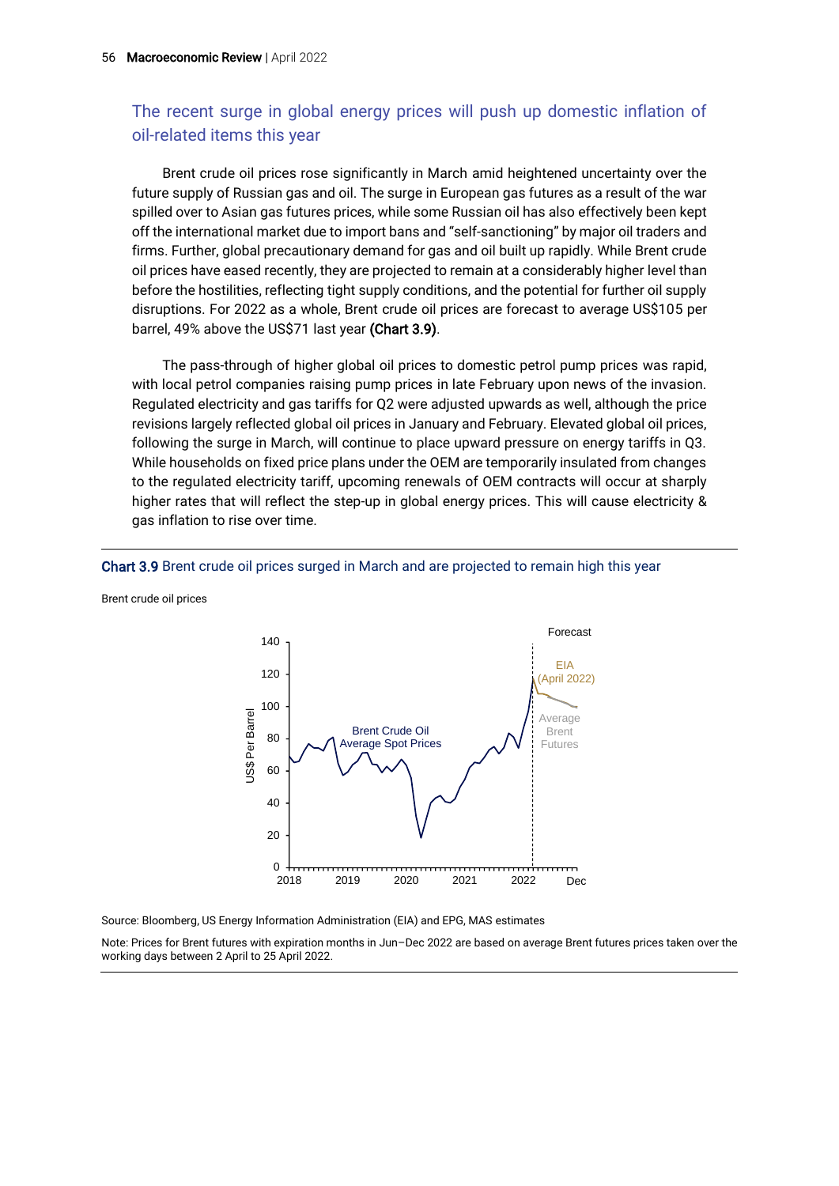## The recent surge in global energy prices will push up domestic inflation of oil-related items this year

Brent crude oil prices rose significantly in March amid heightened uncertainty over the future supply of Russian gas and oil. The surge in European gas futures as a result of the war spilled over to Asian gas futures prices, while some Russian oil has also effectively been kept off the international market due to import bans and "self-sanctioning" by major oil traders and firms. Further, global precautionary demand for gas and oil built up rapidly. While Brent crude oil prices have eased recently, they are projected to remain at a considerably higher level than before the hostilities, reflecting tight supply conditions, and the potential for further oil supply disruptions. For 2022 as a whole, Brent crude oil prices are forecast to average US$105 per barrel, 49% above the US$71 last year **(Chart 3.9)**.

The pass-through of higher global oil prices to domestic petrol pump prices was rapid, with local petrol companies raising pump prices in late February upon news of the invasion. Regulated electricity and gas tariffs for Q2 were adjusted upwards as well, although the price revisions largely reflected global oil prices in January and February. Elevated global oil prices, following the surge in March, will continue to place upward pressure on energy tariffs in Q3. While households on fixed price plans under the OEM are temporarily insulated from changes to the regulated electricity tariff, upcoming renewals of OEM contracts will occur at sharply higher rates that will reflect the step-up in global energy prices. This will cause electricity & gas inflation to rise over time.

**Chart 3.9** Brent crude oil prices surged in March and are projected to remain high this year

Brent crude oil prices

Source: Bloomberg, US Energy Information Administration (EIA) and EPG, MAS estimates

Note: Prices for Brent futures with expiration months in Jun–Dec 2022 are based on average Brent futures prices taken over the working days between 2 April to 25 April 2022.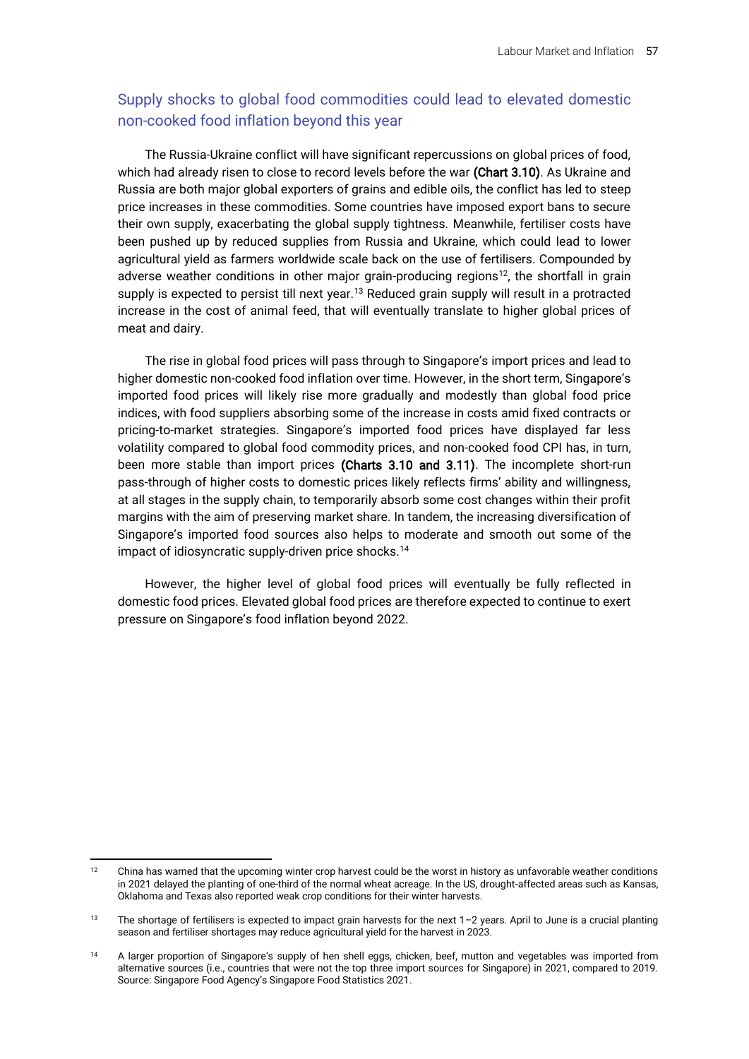## Supply shocks to global food commodities could lead to elevated domestic non-cooked food inflation beyond this year

The Russia-Ukraine conflict will have significant repercussions on global prices of food, which had already risen to close to record levels before the war **(Chart 3.10)**. As Ukraine and Russia are both major global exporters of grains and edible oils, the conflict has led to steep price increases in these commodities. Some countries have imposed export bans to secure their own supply, exacerbating the global supply tightness. Meanwhile, fertiliser costs have been pushed up by reduced supplies from Russia and Ukraine, which could lead to lower agricultural yield as farmers worldwide scale back on the use of fertilisers. Compounded by adverse weather conditions in other major grain-producing regions[12], the shortfall in grain supply is expected to persist till next year.[13] Reduced grain supply will result in a protracted increase in the cost of animal feed, that will eventually translate to higher global prices of meat and dairy.

The rise in global food prices will pass through to Singapore's import prices and lead to higher domestic non-cooked food inflation over time. However, in the short term, Singapore's imported food prices will likely rise more gradually and modestly than global food price indices, with food suppliers absorbing some of the increase in costs amid fixed contracts or pricing-to-market strategies. Singapore's imported food prices have displayed far less volatility compared to global food commodity prices, and non-cooked food CPI has, in turn, been more stable than import prices **(Charts 3.10 and 3.11)**. The incomplete short-run pass-through of higher costs to domestic prices likely reflects firms' ability and willingness, at all stages in the supply chain, to temporarily absorb some cost changes within their profit margins with the aim of preserving market share. In tandem, the increasing diversification of Singapore's imported food sources also helps to moderate and smooth out some of the impact of idiosyncratic supply-driven price shocks.[14]

However, the higher level of global food prices will eventually be fully reflected in domestic food prices. Elevated global food prices are therefore expected to continue to exert pressure on Singapore's food inflation beyond 2022.

---

[12] China has warned that the upcoming winter crop harvest could be the worst in history as unfavorable weather conditions in 2021 delayed the planting of one-third of the normal wheat acreage. In the US, drought-affected areas such as Kansas, Oklahoma and Texas also reported weak crop conditions for their winter harvests.

[13] The shortage of fertilisers is expected to impact grain harvests for the next 1–2 years. April to June is a crucial planting season and fertiliser shortages may reduce agricultural yield for the harvest in 2023.

[14] A larger proportion of Singapore's supply of hen shell eggs, chicken, beef, mutton and vegetables was imported from alternative sources (i.e., countries that were not the top three import sources for Singapore) in 2021, compared to 2019. Source: Singapore Food Agency's Singapore Food Statistics 2021.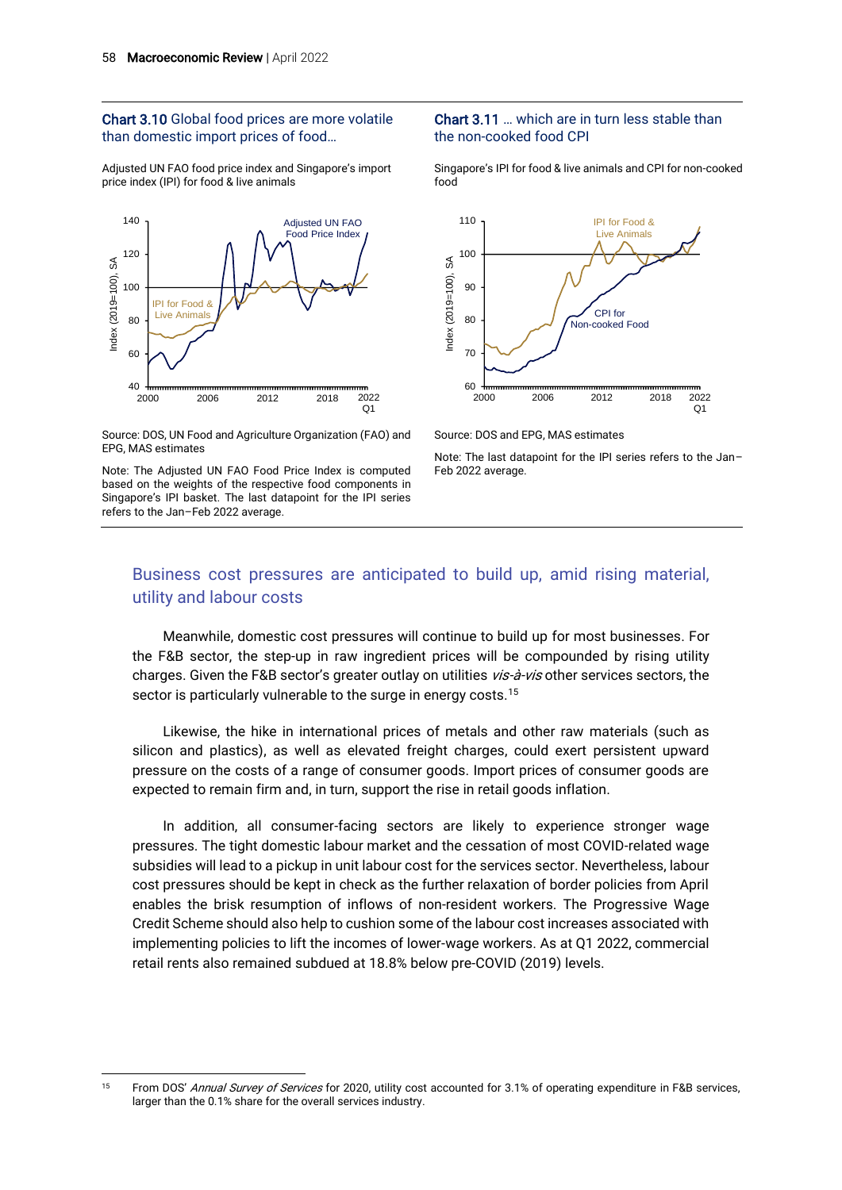**Chart 3.10** Global food prices are more volatile than domestic import prices of food…

Adjusted UN FAO food price index and Singapore's import price index (IPI) for food & live animals

Source: DOS, UN Food and Agriculture Organization (FAO) and EPG, MAS estimates

Note: The Adjusted UN FAO Food Price Index is computed based on the weights of the respective food components in Singapore's IPI basket. The last datapoint for the IPI series refers to the Jan–Feb 2022 average.

**Chart 3.11** … which are in turn less stable than the non-cooked food CPI

Singapore's IPI for food & live animals and CPI for non-cooked food

Source: DOS and EPG, MAS estimates

Note: The last datapoint for the IPI series refers to the Jan–Feb 2022 average.

## Business cost pressures are anticipated to build up, amid rising material, utility and labour costs

Meanwhile, domestic cost pressures will continue to build up for most businesses. For the F&B sector, the step-up in raw ingredient prices will be compounded by rising utility charges. Given the F&B sector's greater outlay on utilities *vis-à-vis* other services sectors, the sector is particularly vulnerable to the surge in energy costs.[15]

Likewise, the hike in international prices of metals and other raw materials (such as silicon and plastics), as well as elevated freight charges, could exert persistent upward pressure on the costs of a range of consumer goods. Import prices of consumer goods are expected to remain firm and, in turn, support the rise in retail goods inflation.

In addition, all consumer-facing sectors are likely to experience stronger wage pressures. The tight domestic labour market and the cessation of most COVID-related wage subsidies will lead to a pickup in unit labour cost for the services sector. Nevertheless, labour cost pressures should be kept in check as the further relaxation of border policies from April enables the brisk resumption of inflows of non-resident workers. The Progressive Wage Credit Scheme should also help to cushion some of the labour cost increases associated with implementing policies to lift the incomes of lower-wage workers. As at Q1 2022, commercial retail rents also remained subdued at 18.8% below pre-COVID (2019) levels.

[15] From DOS' *Annual Survey of Services* for 2020, utility cost accounted for 3.1% of operating expenditure in F&B services, larger than the 0.1% share for the overall services industry.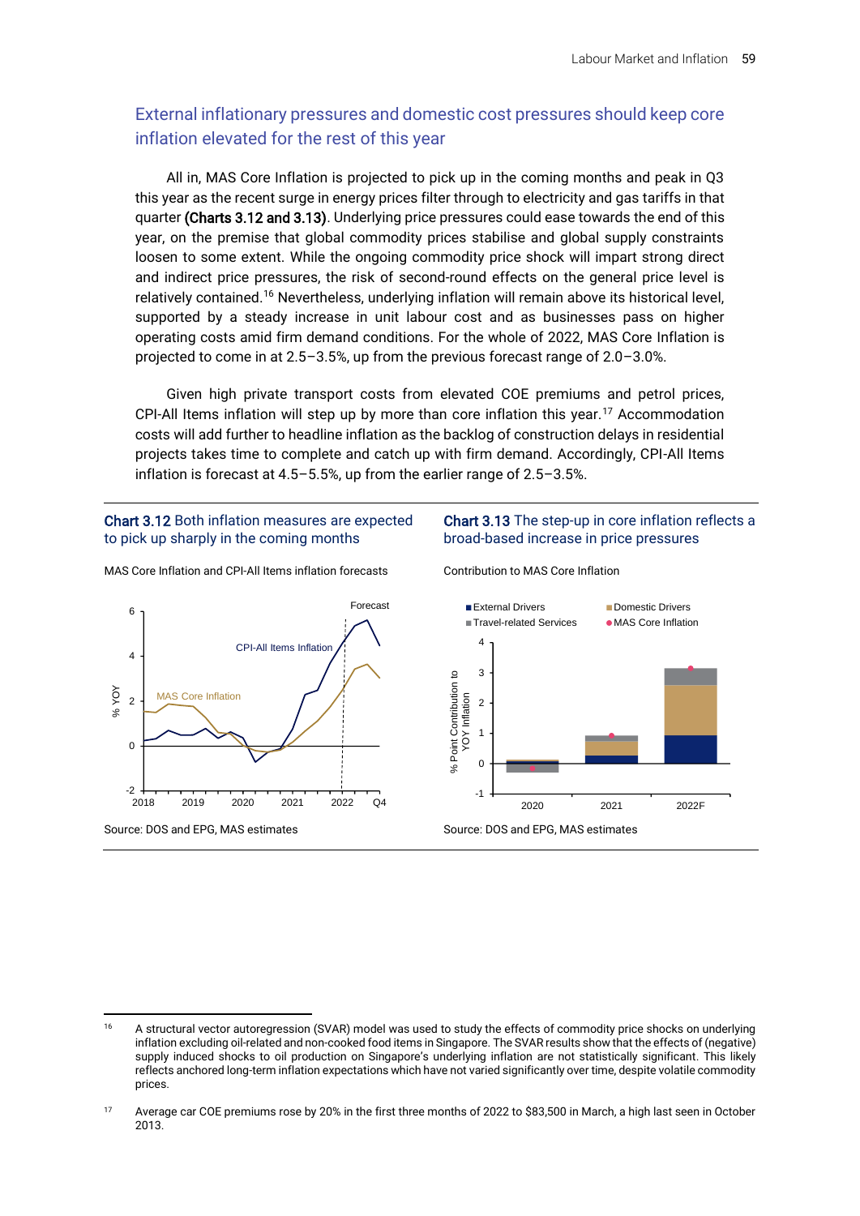### External inflationary pressures and domestic cost pressures should keep core inflation elevated for the rest of this year

All in, MAS Core Inflation is projected to pick up in the coming months and peak in Q3 this year as the recent surge in energy prices filter through to electricity and gas tariffs in that quarter **(Charts 3.12 and 3.13)**. Underlying price pressures could ease towards the end of this year, on the premise that global commodity prices stabilise and global supply constraints loosen to some extent. While the ongoing commodity price shock will impart strong direct and indirect price pressures, the risk of second-round effects on the general price level is relatively contained.[16] Nevertheless, underlying inflation will remain above its historical level, supported by a steady increase in unit labour cost and as businesses pass on higher operating costs amid firm demand conditions. For the whole of 2022, MAS Core Inflation is projected to come in at 2.5–3.5%, up from the previous forecast range of 2.0–3.0%.

Given high private transport costs from elevated COE premiums and petrol prices, CPI-All Items inflation will step up by more than core inflation this year.[17] Accommodation costs will add further to headline inflation as the backlog of construction delays in residential projects takes time to complete and catch up with firm demand. Accordingly, CPI-All Items inflation is forecast at 4.5–5.5%, up from the earlier range of 2.5–3.5%.

**Chart 3.12** Both inflation measures are expected to pick up sharply in the coming months

MAS Core Inflation and CPI-All Items inflation forecasts

% YOY
6
4
2
0
-2
2018
2019
2020
2021
2022
Q4
Forecast
CPI-All Items Inflation
MAS Core Inflation

Source: DOS and EPG, MAS estimates

**Chart 3.13** The step-up in core inflation reflects a broad-based increase in price pressures

Contribution to MAS Core Inflation

External Drivers
Domestic Drivers
Travel-related Services
MAS Core Inflation

% Point Contribution to YOY Inflation
4
3
2
1
0
-1
2020
2021
2022F

Source: DOS and EPG, MAS estimates

---

[16] A structural vector autoregression (SVAR) model was used to study the effects of commodity price shocks on underlying inflation excluding oil-related and non-cooked food items in Singapore. The SVAR results show that the effects of (negative) supply induced shocks to oil production on Singapore's underlying inflation are not statistically significant. This likely reflects anchored long-term inflation expectations which have not varied significantly over time, despite volatile commodity prices.

[17] Average car COE premiums rose by 20% in the first three months of 2022 to $83,500 in March, a high last seen in October 2013.